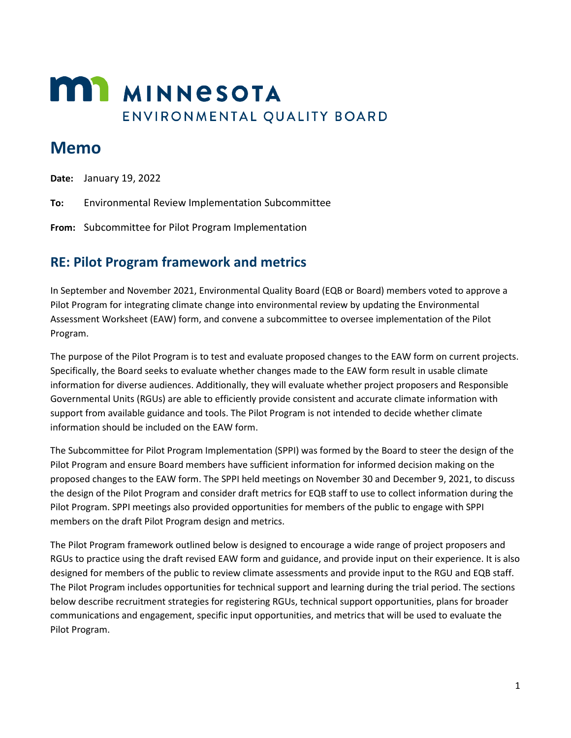# MINNESOTA ENVIRONMENTAL QUALITY BOARD

# Memo

**Date:** January 19, 2022

**To:** Environmental Review Implementation Subcommittee

**From:** Subcommittee for Pilot Program Implementation

## RE: Pilot Program framework and metrics

In September and November 2021, Environmental Quality Board (EQB or Board) members voted to approve a Pilot Program for integrating climate change into environmental review by updating the Environmental Assessment Worksheet (EAW) form, and convene a subcommittee to oversee implementation of the Pilot Program.

The purpose of the Pilot Program is to test and evaluate proposed changes to the EAW form on current projects. Specifically, the Board seeks to evaluate whether changes made to the EAW form result in usable climate information for diverse audiences. Additionally, they will evaluate whether project proposers and Responsible Governmental Units (RGUs) are able to efficiently provide consistent and accurate climate information with support from available guidance and tools. The Pilot Program is not intended to decide whether climate information should be included on the EAW form.

The Subcommittee for Pilot Program Implementation (SPPI) was formed by the Board to steer the design of the Pilot Program and ensure Board members have sufficient information for informed decision making on the proposed changes to the EAW form. The SPPI held meetings on November 30 and December 9, 2021, to discuss the design of the Pilot Program and consider draft metrics for EQB staff to use to collect information during the Pilot Program. SPPI meetings also provided opportunities for members of the public to engage with SPPI members on the draft Pilot Program design and metrics.

The Pilot Program framework outlined below is designed to encourage a wide range of project proposers and RGUs to practice using the draft revised EAW form and guidance, and provide input on their experience. It is also designed for members of the public to review climate assessments and provide input to the RGU and EQB staff. The Pilot Program includes opportunities for technical support and learning during the trial period. The sections below describe recruitment strategies for registering RGUs, technical support opportunities, plans for broader communications and engagement, specific input opportunities, and metrics that will be used to evaluate the Pilot Program.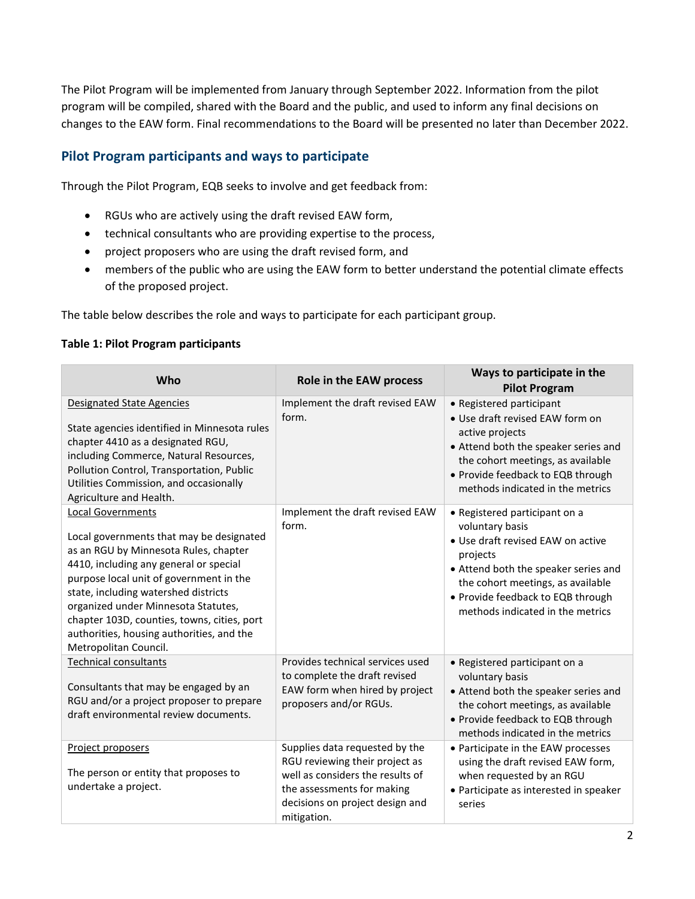The Pilot Program will be implemented from January through September 2022. Information from the pilot program will be compiled, shared with the Board and the public, and used to inform any final decisions on changes to the EAW form. Final recommendations to the Board will be presented no later than December 2022.

## Pilot Program participants and ways to participate

Through the Pilot Program, EQB seeks to involve and get feedback from:

- RGUs who are actively using the draft revised EAW form,
- technical consultants who are providing expertise to the process,
- project proposers who are using the draft revised form, and
- members of the public who are using the EAW form to better understand the potential climate effects of the proposed project.

The table below describes the role and ways to participate for each participant group.

**Table 1: Pilot Program participants**

| Who | Role in the EAW process | Ways to participate in the Pilot Program |
|---|---|---|
| Designated State Agencies<br><br>State agencies identified in Minnesota rules chapter 4410 as a designated RGU, including Commerce, Natural Resources, Pollution Control, Transportation, Public Utilities Commission, and occasionally Agriculture and Health. | Implement the draft revised EAW form. | • Registered participant<br>• Use draft revised EAW form on active projects<br>• Attend both the speaker series and the cohort meetings, as available<br>• Provide feedback to EQB through methods indicated in the metrics |
| Local Governments<br><br>Local governments that may be designated as an RGU by Minnesota Rules, chapter 4410, including any general or special purpose local unit of government in the state, including watershed districts organized under Minnesota Statutes, chapter 103D, counties, towns, cities, port authorities, housing authorities, and the Metropolitan Council. | Implement the draft revised EAW form. | • Registered participant on a voluntary basis<br>• Use draft revised EAW on active projects<br>• Attend both the speaker series and the cohort meetings, as available<br>• Provide feedback to EQB through methods indicated in the metrics |
| Technical consultants<br><br>Consultants that may be engaged by an RGU and/or a project proposer to prepare draft environmental review documents. | Provides technical services used to complete the draft revised EAW form when hired by project proposers and/or RGUs. | • Registered participant on a voluntary basis<br>• Attend both the speaker series and the cohort meetings, as available<br>• Provide feedback to EQB through methods indicated in the metrics |
| Project proposers<br><br>The person or entity that proposes to undertake a project. | Supplies data requested by the RGU reviewing their project as well as considers the results of the assessments for making decisions on project design and mitigation. | • Participate in the EAW processes using the draft revised EAW form, when requested by an RGU<br>• Participate as interested in speaker series |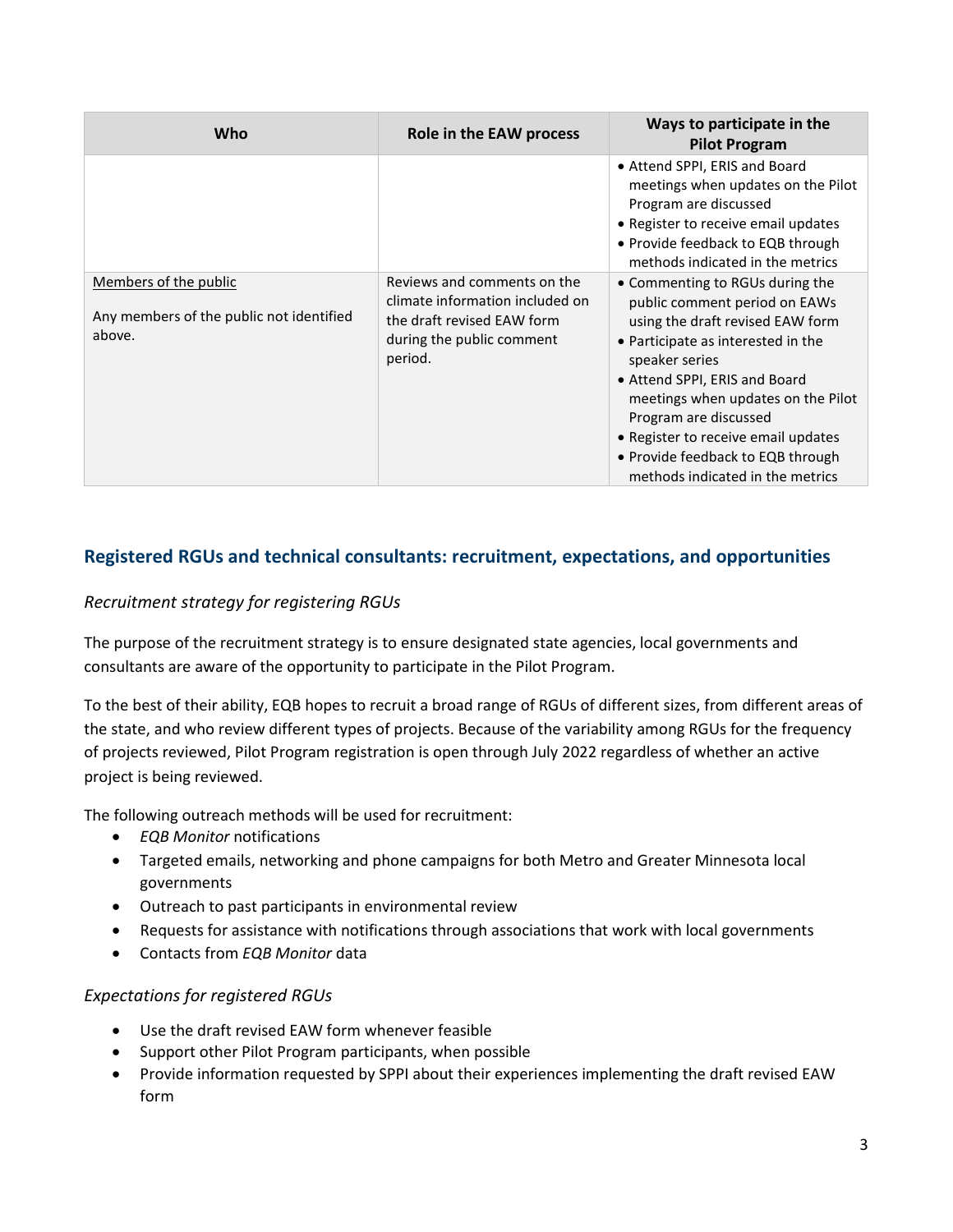| Who | Role in the EAW process | Ways to participate in the Pilot Program |
|---|---|---|
| | | • Attend SPPI, ERIS and Board meetings when updates on the Pilot Program are discussed<br>• Register to receive email updates<br>• Provide feedback to EQB through methods indicated in the metrics |
| Members of the public<br><br>Any members of the public not identified above. | Reviews and comments on the climate information included on the draft revised EAW form during the public comment period. | • Commenting to RGUs during the public comment period on EAWs using the draft revised EAW form<br>• Participate as interested in the speaker series<br>• Attend SPPI, ERIS and Board meetings when updates on the Pilot Program are discussed<br>• Register to receive email updates<br>• Provide feedback to EQB through methods indicated in the metrics |

## Registered RGUs and technical consultants: recruitment, expectations, and opportunities

### *Recruitment strategy for registering RGUs*

The purpose of the recruitment strategy is to ensure designated state agencies, local governments and consultants are aware of the opportunity to participate in the Pilot Program.

To the best of their ability, EQB hopes to recruit a broad range of RGUs of different sizes, from different areas of the state, and who review different types of projects. Because of the variability among RGUs for the frequency of projects reviewed, Pilot Program registration is open through July 2022 regardless of whether an active project is being reviewed.

The following outreach methods will be used for recruitment:

- *EQB Monitor* notifications
- Targeted emails, networking and phone campaigns for both Metro and Greater Minnesota local governments
- Outreach to past participants in environmental review
- Requests for assistance with notifications through associations that work with local governments
- Contacts from *EQB Monitor* data

### *Expectations for registered RGUs*

- Use the draft revised EAW form whenever feasible
- Support other Pilot Program participants, when possible
- Provide information requested by SPPI about their experiences implementing the draft revised EAW form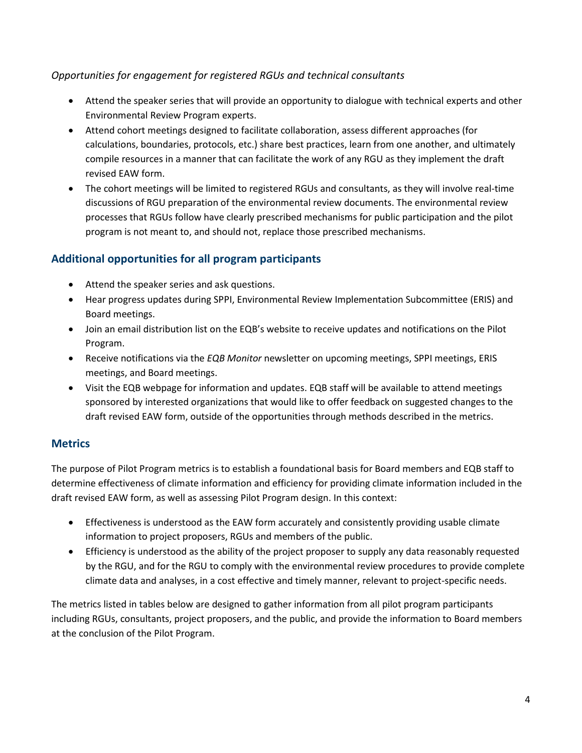*Opportunities for engagement for registered RGUs and technical consultants*

- Attend the speaker series that will provide an opportunity to dialogue with technical experts and other Environmental Review Program experts.
- Attend cohort meetings designed to facilitate collaboration, assess different approaches (for calculations, boundaries, protocols, etc.) share best practices, learn from one another, and ultimately compile resources in a manner that can facilitate the work of any RGU as they implement the draft revised EAW form.
- The cohort meetings will be limited to registered RGUs and consultants, as they will involve real-time discussions of RGU preparation of the environmental review documents. The environmental review processes that RGUs follow have clearly prescribed mechanisms for public participation and the pilot program is not meant to, and should not, replace those prescribed mechanisms.

## Additional opportunities for all program participants

- Attend the speaker series and ask questions.
- Hear progress updates during SPPI, Environmental Review Implementation Subcommittee (ERIS) and Board meetings.
- Join an email distribution list on the EQB's website to receive updates and notifications on the Pilot Program.
- Receive notifications via the *EQB Monitor* newsletter on upcoming meetings, SPPI meetings, ERIS meetings, and Board meetings.
- Visit the EQB webpage for information and updates. EQB staff will be available to attend meetings sponsored by interested organizations that would like to offer feedback on suggested changes to the draft revised EAW form, outside of the opportunities through methods described in the metrics.

## Metrics

The purpose of Pilot Program metrics is to establish a foundational basis for Board members and EQB staff to determine effectiveness of climate information and efficiency for providing climate information included in the draft revised EAW form, as well as assessing Pilot Program design. In this context:

- Effectiveness is understood as the EAW form accurately and consistently providing usable climate information to project proposers, RGUs and members of the public.
- Efficiency is understood as the ability of the project proposer to supply any data reasonably requested by the RGU, and for the RGU to comply with the environmental review procedures to provide complete climate data and analyses, in a cost effective and timely manner, relevant to project-specific needs.

The metrics listed in tables below are designed to gather information from all pilot program participants including RGUs, consultants, project proposers, and the public, and provide the information to Board members at the conclusion of the Pilot Program.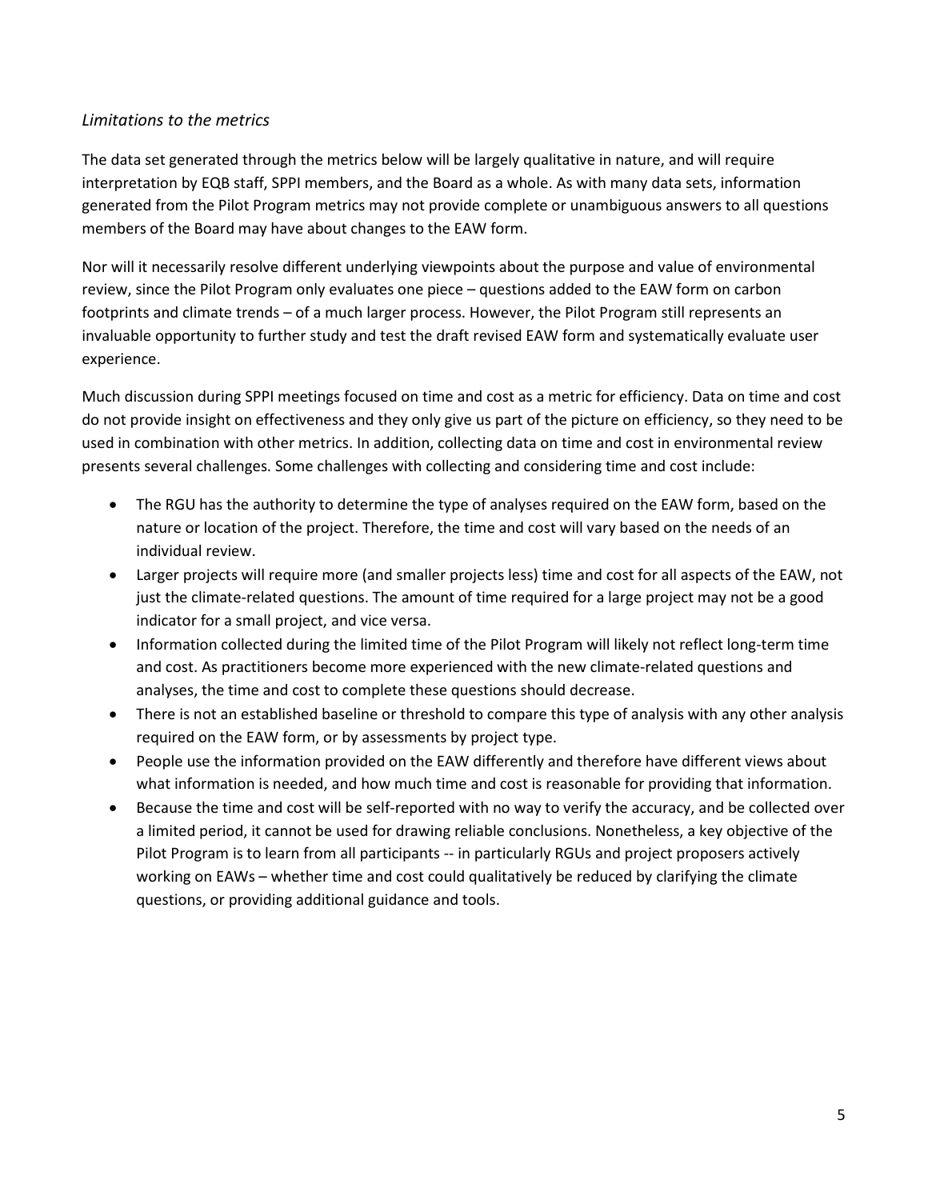*Limitations to the metrics*

The data set generated through the metrics below will be largely qualitative in nature, and will require interpretation by EQB staff, SPPI members, and the Board as a whole. As with many data sets, information generated from the Pilot Program metrics may not provide complete or unambiguous answers to all questions members of the Board may have about changes to the EAW form.

Nor will it necessarily resolve different underlying viewpoints about the purpose and value of environmental review, since the Pilot Program only evaluates one piece – questions added to the EAW form on carbon footprints and climate trends – of a much larger process. However, the Pilot Program still represents an invaluable opportunity to further study and test the draft revised EAW form and systematically evaluate user experience.

Much discussion during SPPI meetings focused on time and cost as a metric for efficiency. Data on time and cost do not provide insight on effectiveness and they only give us part of the picture on efficiency, so they need to be used in combination with other metrics. In addition, collecting data on time and cost in environmental review presents several challenges. Some challenges with collecting and considering time and cost include:

- The RGU has the authority to determine the type of analyses required on the EAW form, based on the nature or location of the project. Therefore, the time and cost will vary based on the needs of an individual review.
- Larger projects will require more (and smaller projects less) time and cost for all aspects of the EAW, not just the climate-related questions. The amount of time required for a large project may not be a good indicator for a small project, and vice versa.
- Information collected during the limited time of the Pilot Program will likely not reflect long-term time and cost. As practitioners become more experienced with the new climate-related questions and analyses, the time and cost to complete these questions should decrease.
- There is not an established baseline or threshold to compare this type of analysis with any other analysis required on the EAW form, or by assessments by project type.
- People use the information provided on the EAW differently and therefore have different views about what information is needed, and how much time and cost is reasonable for providing that information.
- Because the time and cost will be self-reported with no way to verify the accuracy, and be collected over a limited period, it cannot be used for drawing reliable conclusions. Nonetheless, a key objective of the Pilot Program is to learn from all participants -- in particularly RGUs and project proposers actively working on EAWs – whether time and cost could qualitatively be reduced by clarifying the climate questions, or providing additional guidance and tools.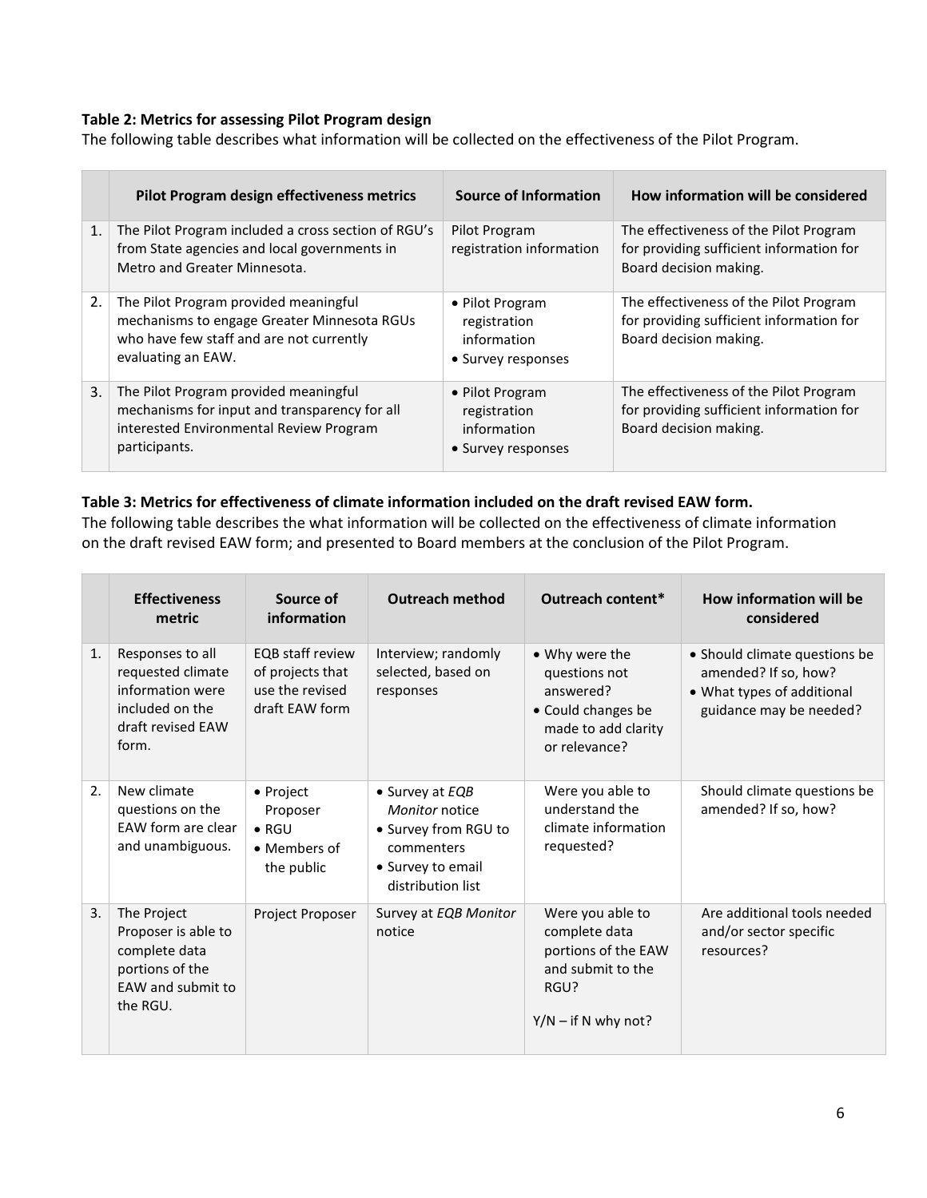**Table 2: Metrics for assessing Pilot Program design**

The following table describes what information will be collected on the effectiveness of the Pilot Program.

| | Pilot Program design effectiveness metrics | Source of Information | How information will be considered |
|---|---|---|---|
| 1. | The Pilot Program included a cross section of RGU's from State agencies and local governments in Metro and Greater Minnesota. | Pilot Program registration information | The effectiveness of the Pilot Program for providing sufficient information for Board decision making. |
| 2. | The Pilot Program provided meaningful mechanisms to engage Greater Minnesota RGUs who have few staff and are not currently evaluating an EAW. | • Pilot Program registration information<br>• Survey responses | The effectiveness of the Pilot Program for providing sufficient information for Board decision making. |
| 3. | The Pilot Program provided meaningful mechanisms for input and transparency for all interested Environmental Review Program participants. | • Pilot Program registration information<br>• Survey responses | The effectiveness of the Pilot Program for providing sufficient information for Board decision making. |

**Table 3: Metrics for effectiveness of climate information included on the draft revised EAW form.**

The following table describes the what information will be collected on the effectiveness of climate information on the draft revised EAW form; and presented to Board members at the conclusion of the Pilot Program.

| | Effectiveness metric | Source of information | Outreach method | Outreach content* | How information will be considered |
|---|---|---|---|---|---|
| 1. | Responses to all requested climate information were included on the draft revised EAW form. | EQB staff review of projects that use the revised draft EAW form | Interview; randomly selected, based on responses | • Why were the questions not answered?<br>• Could changes be made to add clarity or relevance? | • Should climate questions be amended? If so, how?<br>• What types of additional guidance may be needed? |
| 2. | New climate questions on the EAW form are clear and unambiguous. | • Project Proposer<br>• RGU<br>• Members of the public | • Survey at *EQB Monitor* notice<br>• Survey from RGU to commenters<br>• Survey to email distribution list | Were you able to understand the climate information requested? | Should climate questions be amended? If so, how? |
| 3. | The Project Proposer is able to complete data portions of the EAW and submit to the RGU. | Project Proposer | Survey at *EQB Monitor* notice | Were you able to complete data portions of the EAW and submit to the RGU?<br><br>Y/N – if N why not? | Are additional tools needed and/or sector specific resources? |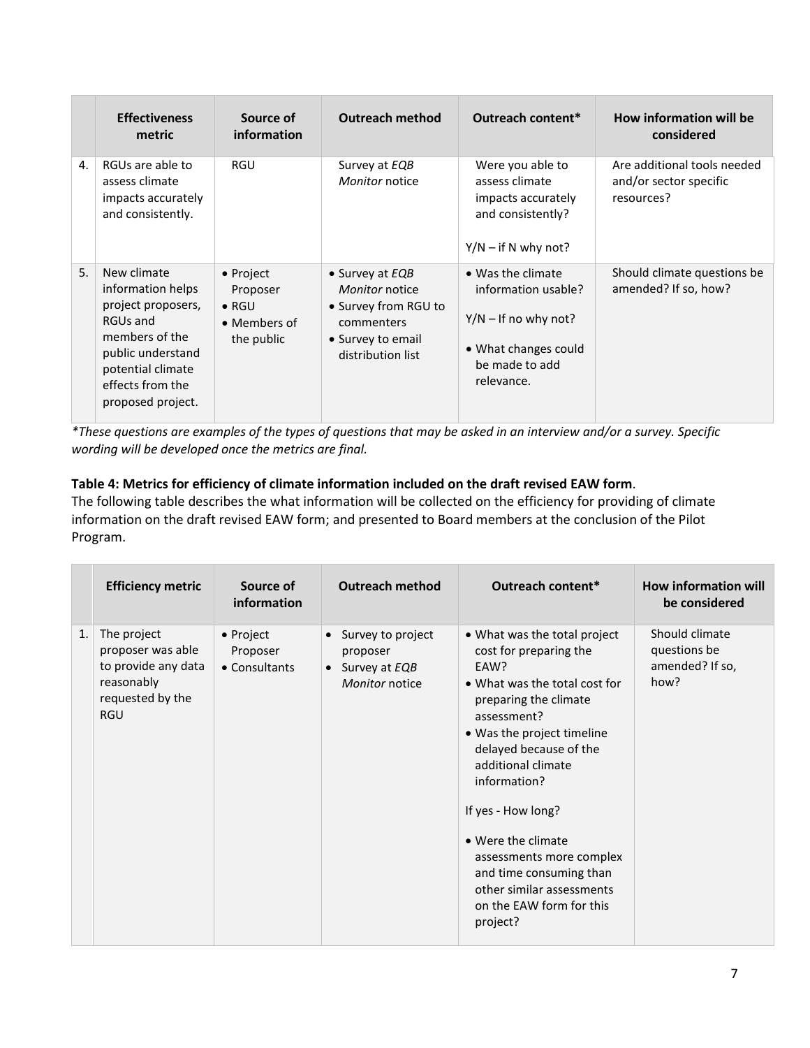| | Effectiveness metric | Source of information | Outreach method | Outreach content* | How information will be considered |
|---|---|---|---|---|---|
| 4. | RGUs are able to assess climate impacts accurately and consistently. | RGU | Survey at *EQB Monitor* notice | Were you able to assess climate impacts accurately and consistently?<br><br>Y/N – if N why not? | Are additional tools needed and/or sector specific resources? |
| 5. | New climate information helps project proposers, RGUs and members of the public understand potential climate effects from the proposed project. | • Project Proposer<br>• RGU<br>• Members of the public | • Survey at *EQB Monitor* notice<br>• Survey from RGU to commenters<br>• Survey to email distribution list | • Was the climate information usable?<br><br>Y/N – If no why not?<br><br>• What changes could be made to add relevance. | Should climate questions be amended? If so, how? |

*\*These questions are examples of the types of questions that may be asked in an interview and/or a survey. Specific wording will be developed once the metrics are final.*

**Table 4: Metrics for efficiency of climate information included on the draft revised EAW form**.

The following table describes the what information will be collected on the efficiency for providing of climate information on the draft revised EAW form; and presented to Board members at the conclusion of the Pilot Program.

| | Efficiency metric | Source of information | Outreach method | Outreach content* | How information will be considered |
|---|---|---|---|---|---|
| 1. | The project proposer was able to provide any data reasonably requested by the RGU | • Project Proposer<br>• Consultants | • Survey to project proposer<br>• Survey at *EQB Monitor* notice | • What was the total project cost for preparing the EAW?<br>• What was the total cost for preparing the climate assessment?<br>• Was the project timeline delayed because of the additional climate information?<br><br>If yes - How long?<br><br>• Were the climate assessments more complex and time consuming than other similar assessments on the EAW form for this project? | Should climate questions be amended? If so, how? |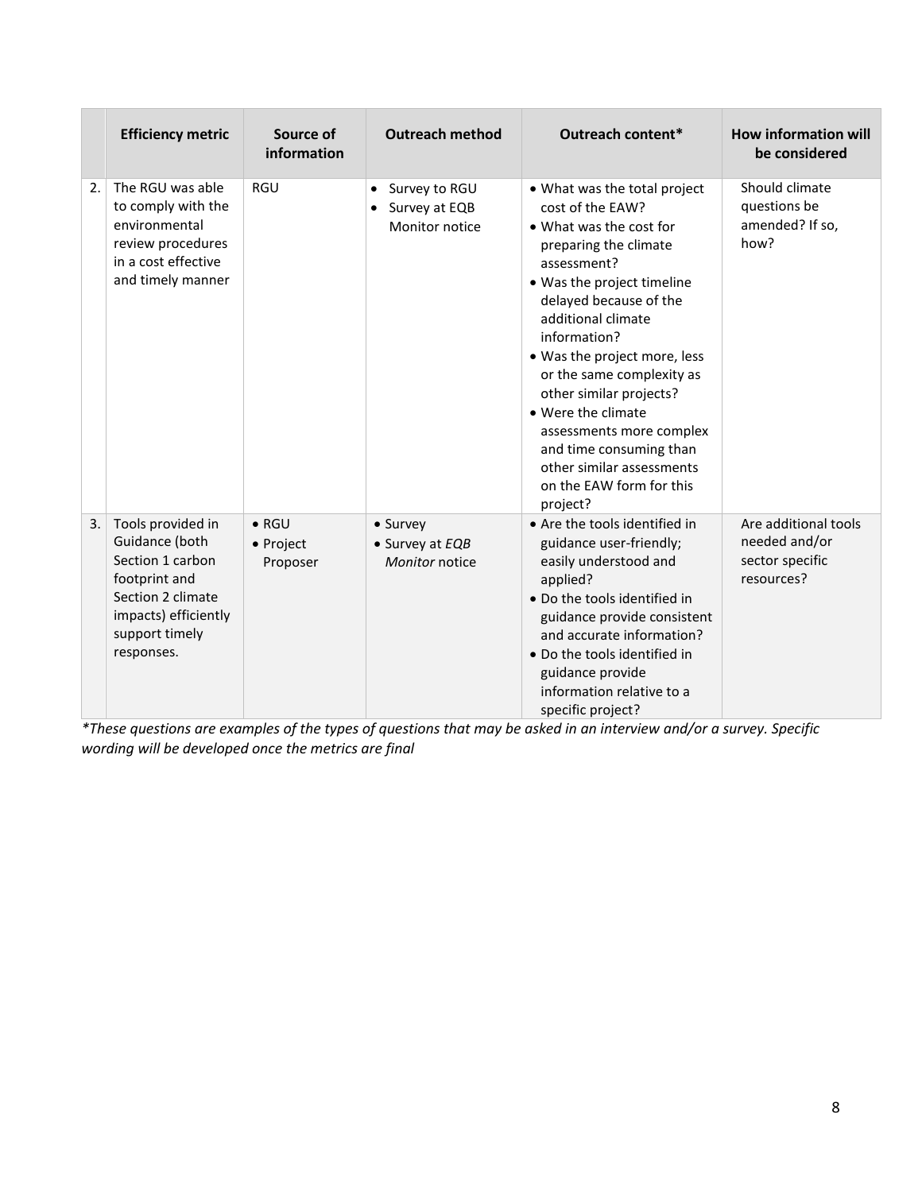| | Efficiency metric | Source of information | Outreach method | Outreach content* | How information will be considered |
|---|---|---|---|---|---|
| 2. | The RGU was able to comply with the environmental review procedures in a cost effective and timely manner | RGU | • Survey to RGU<br>• Survey at EQB Monitor notice | • What was the total project cost of the EAW?<br>• What was the cost for preparing the climate assessment?<br>• Was the project timeline delayed because of the additional climate information?<br>• Was the project more, less or the same complexity as other similar projects?<br>• Were the climate assessments more complex and time consuming than other similar assessments on the EAW form for this project? | Should climate questions be amended? If so, how? |
| 3. | Tools provided in Guidance (both Section 1 carbon footprint and Section 2 climate impacts) efficiently support timely responses. | • RGU<br>• Project Proposer | • Survey<br>• Survey at *EQB Monitor* notice | • Are the tools identified in guidance user-friendly; easily understood and applied?<br>• Do the tools identified in guidance provide consistent and accurate information?<br>• Do the tools identified in guidance provide information relative to a specific project? | Are additional tools needed and/or sector specific resources? |

*\*These questions are examples of the types of questions that may be asked in an interview and/or a survey. Specific wording will be developed once the metrics are final*